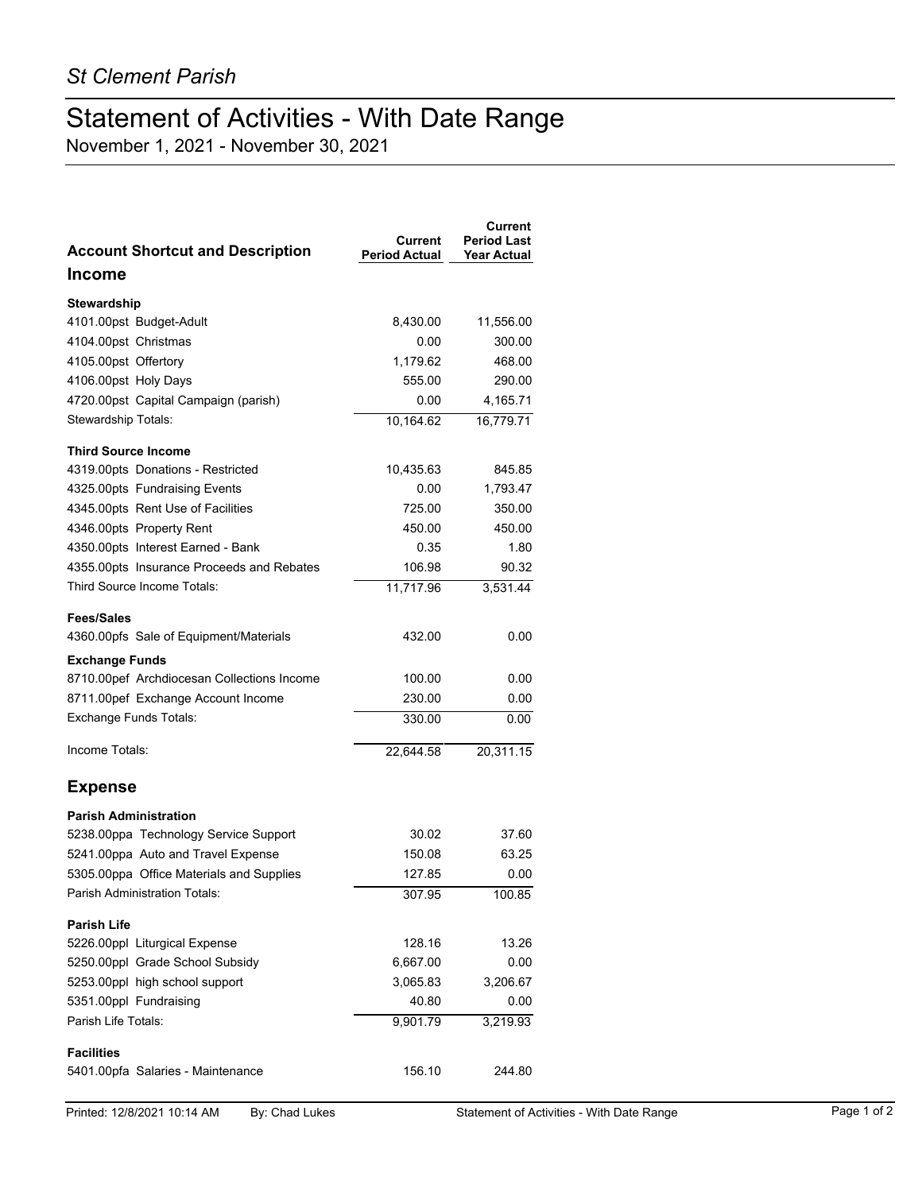*St Clement Parish*

# Statement of Activities - With Date Range

November 1, 2021 - November 30, 2021

| Account Shortcut and Description | Current Period Actual | Current Period Last Year Actual |
|---|---|---|
| **Income** | | |
| **Stewardship** | | |
| 4101.00pst Budget-Adult | 8,430.00 | 11,556.00 |
| 4104.00pst Christmas | 0.00 | 300.00 |
| 4105.00pst Offertory | 1,179.62 | 468.00 |
| 4106.00pst Holy Days | 555.00 | 290.00 |
| 4720.00pst Capital Campaign (parish) | 0.00 | 4,165.71 |
| Stewardship Totals: | 10,164.62 | 16,779.71 |
| **Third Source Income** | | |
| 4319.00pts Donations - Restricted | 10,435.63 | 845.85 |
| 4325.00pts Fundraising Events | 0.00 | 1,793.47 |
| 4345.00pts Rent Use of Facilities | 725.00 | 350.00 |
| 4346.00pts Property Rent | 450.00 | 450.00 |
| 4350.00pts Interest Earned - Bank | 0.35 | 1.80 |
| 4355.00pts Insurance Proceeds and Rebates | 106.98 | 90.32 |
| Third Source Income Totals: | 11,717.96 | 3,531.44 |
| **Fees/Sales** | | |
| 4360.00pfs Sale of Equipment/Materials | 432.00 | 0.00 |
| **Exchange Funds** | | |
| 8710.00pef Archdiocesan Collections Income | 100.00 | 0.00 |
| 8711.00pef Exchange Account Income | 230.00 | 0.00 |
| Exchange Funds Totals: | 330.00 | 0.00 |
| Income Totals: | 22,644.58 | 20,311.15 |
| **Expense** | | |
| **Parish Administration** | | |
| 5238.00ppa Technology Service Support | 30.02 | 37.60 |
| 5241.00ppa Auto and Travel Expense | 150.08 | 63.25 |
| 5305.00ppa Office Materials and Supplies | 127.85 | 0.00 |
| Parish Administration Totals: | 307.95 | 100.85 |
| **Parish Life** | | |
| 5226.00ppl Liturgical Expense | 128.16 | 13.26 |
| 5250.00ppl Grade School Subsidy | 6,667.00 | 0.00 |
| 5253.00ppl high school support | 3,065.83 | 3,206.67 |
| 5351.00ppl Fundraising | 40.80 | 0.00 |
| Parish Life Totals: | 9,901.79 | 3,219.93 |
| **Facilities** | | |
| 5401.00pfa Salaries - Maintenance | 156.10 | 244.80 |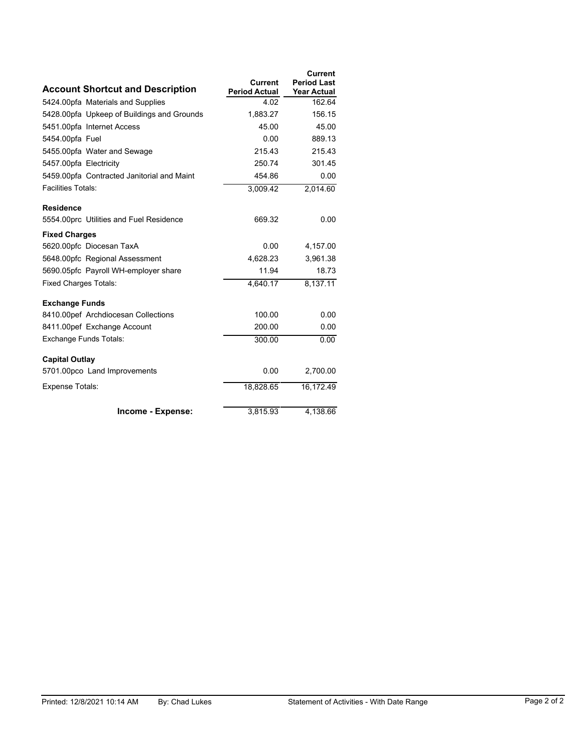| Account Shortcut and Description | Current Period Actual | Current Period Last Year Actual |
|---|---|---|
| 5424.00pfa Materials and Supplies | 4.02 | 162.64 |
| 5428.00pfa Upkeep of Buildings and Grounds | 1,883.27 | 156.15 |
| 5451.00pfa Internet Access | 45.00 | 45.00 |
| 5454.00pfa Fuel | 0.00 | 889.13 |
| 5455.00pfa Water and Sewage | 215.43 | 215.43 |
| 5457.00pfa Electricity | 250.74 | 301.45 |
| 5459.00pfa Contracted Janitorial and Maint | 454.86 | 0.00 |
| Facilities Totals: | 3,009.42 | 2,014.60 |
| **Residence** | | |
| 5554.00prc Utilities and Fuel Residence | 669.32 | 0.00 |
| **Fixed Charges** | | |
| 5620.00pfc Diocesan TaxA | 0.00 | 4,157.00 |
| 5648.00pfc Regional Assessment | 4,628.23 | 3,961.38 |
| 5690.05pfc Payroll WH-employer share | 11.94 | 18.73 |
| Fixed Charges Totals: | 4,640.17 | 8,137.11 |
| **Exchange Funds** | | |
| 8410.00pef Archdiocesan Collections | 100.00 | 0.00 |
| 8411.00pef Exchange Account | 200.00 | 0.00 |
| Exchange Funds Totals: | 300.00 | 0.00 |
| **Capital Outlay** | | |
| 5701.00pco Land Improvements | 0.00 | 2,700.00 |
| Expense Totals: | 18,828.65 | 16,172.49 |
| **Income - Expense:** | 3,815.93 | 4,138.66 |